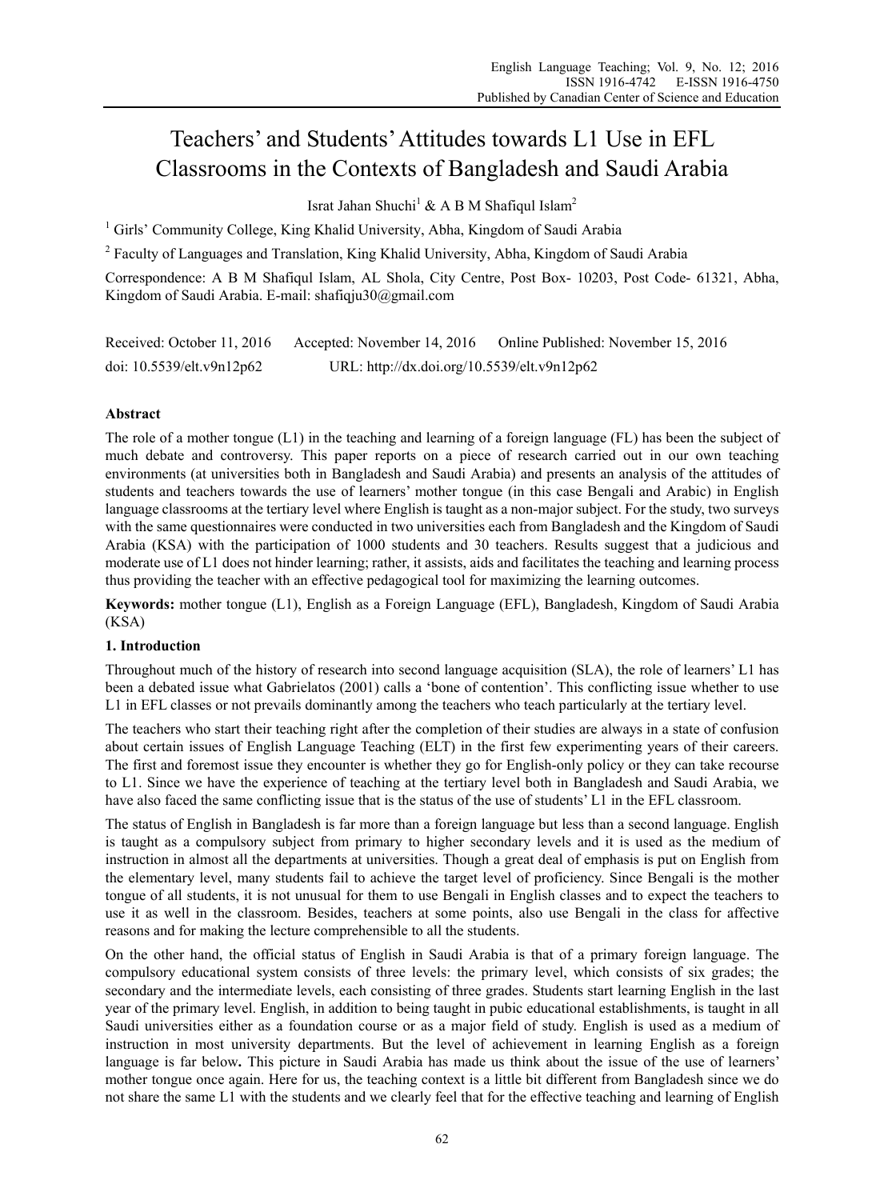# Teachers' and Students' Attitudes towards L1 Use in EFL Classrooms in the Contexts of Bangladesh and Saudi Arabia

Israt Jahan Shuchi[1] & A B M Shafiqul Islam[2]

[1] Girls' Community College, King Khalid University, Abha, Kingdom of Saudi Arabia

[2] Faculty of Languages and Translation, King Khalid University, Abha, Kingdom of Saudi Arabia

Correspondence: A B M Shafiqul Islam, AL Shola, City Centre, Post Box- 10203, Post Code- 61321, Abha, Kingdom of Saudi Arabia. E-mail: shafiqju30@gmail.com

Received: October 11, 2016 Accepted: November 14, 2016 Online Published: November 15, 2016

doi: 10.5539/elt.v9n12p62 URL: http://dx.doi.org/10.5539/elt.v9n12p62

## Abstract

The role of a mother tongue (L1) in the teaching and learning of a foreign language (FL) has been the subject of much debate and controversy. This paper reports on a piece of research carried out in our own teaching environments (at universities both in Bangladesh and Saudi Arabia) and presents an analysis of the attitudes of students and teachers towards the use of learners' mother tongue (in this case Bengali and Arabic) in English language classrooms at the tertiary level where English is taught as a non-major subject. For the study, two surveys with the same questionnaires were conducted in two universities each from Bangladesh and the Kingdom of Saudi Arabia (KSA) with the participation of 1000 students and 30 teachers. Results suggest that a judicious and moderate use of L1 does not hinder learning; rather, it assists, aids and facilitates the teaching and learning process thus providing the teacher with an effective pedagogical tool for maximizing the learning outcomes.

**Keywords:** mother tongue (L1), English as a Foreign Language (EFL), Bangladesh, Kingdom of Saudi Arabia (KSA)

## 1. Introduction

Throughout much of the history of research into second language acquisition (SLA), the role of learners' L1 has been a debated issue what Gabrielatos (2001) calls a 'bone of contention'. This conflicting issue whether to use L1 in EFL classes or not prevails dominantly among the teachers who teach particularly at the tertiary level.

The teachers who start their teaching right after the completion of their studies are always in a state of confusion about certain issues of English Language Teaching (ELT) in the first few experimenting years of their careers. The first and foremost issue they encounter is whether they go for English-only policy or they can take recourse to L1. Since we have the experience of teaching at the tertiary level both in Bangladesh and Saudi Arabia, we have also faced the same conflicting issue that is the status of the use of students' L1 in the EFL classroom.

The status of English in Bangladesh is far more than a foreign language but less than a second language. English is taught as a compulsory subject from primary to higher secondary levels and it is used as the medium of instruction in almost all the departments at universities. Though a great deal of emphasis is put on English from the elementary level, many students fail to achieve the target level of proficiency. Since Bengali is the mother tongue of all students, it is not unusual for them to use Bengali in English classes and to expect the teachers to use it as well in the classroom. Besides, teachers at some points, also use Bengali in the class for affective reasons and for making the lecture comprehensible to all the students.

On the other hand, the official status of English in Saudi Arabia is that of a primary foreign language. The compulsory educational system consists of three levels: the primary level, which consists of six grades; the secondary and the intermediate levels, each consisting of three grades. Students start learning English in the last year of the primary level. English, in addition to being taught in pubic educational establishments, is taught in all Saudi universities either as a foundation course or as a major field of study. English is used as a medium of instruction in most university departments. But the level of achievement in learning English as a foreign language is far below**.** This picture in Saudi Arabia has made us think about the issue of the use of learners' mother tongue once again. Here for us, the teaching context is a little bit different from Bangladesh since we do not share the same L1 with the students and we clearly feel that for the effective teaching and learning of English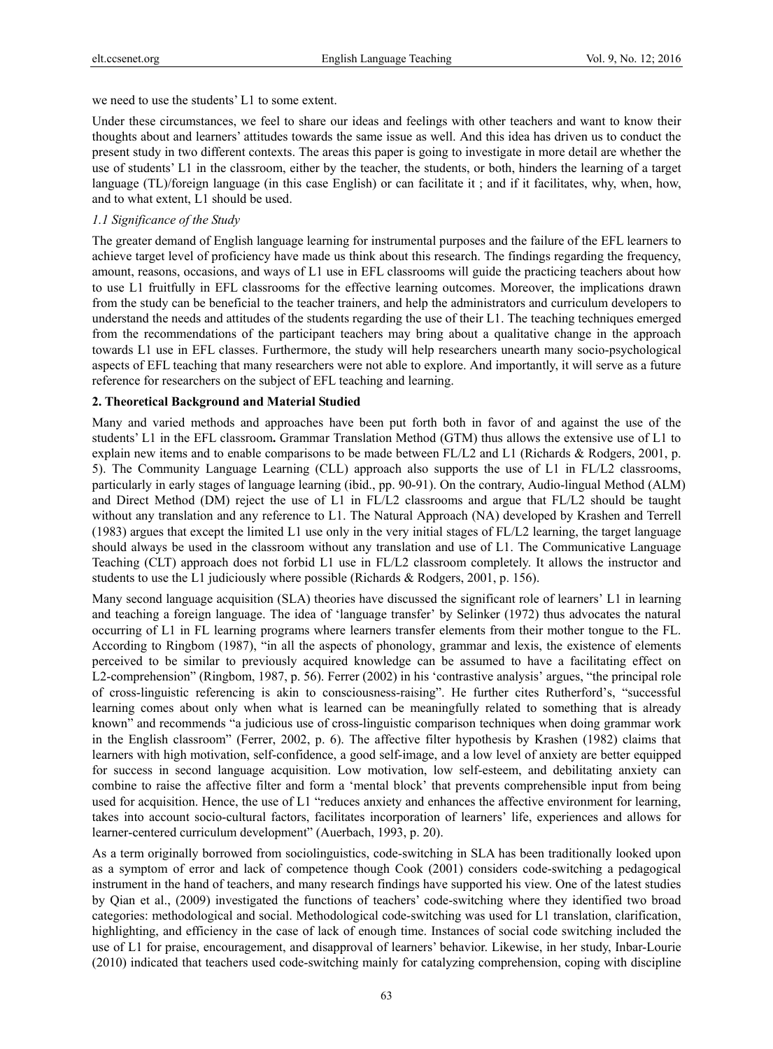we need to use the students' L1 to some extent.

Under these circumstances, we feel to share our ideas and feelings with other teachers and want to know their thoughts about and learners' attitudes towards the same issue as well. And this idea has driven us to conduct the present study in two different contexts. The areas this paper is going to investigate in more detail are whether the use of students' L1 in the classroom, either by the teacher, the students, or both, hinders the learning of a target language (TL)/foreign language (in this case English) or can facilitate it ; and if it facilitates, why, when, how, and to what extent, L1 should be used.

### *1.1 Significance of the Study*

The greater demand of English language learning for instrumental purposes and the failure of the EFL learners to achieve target level of proficiency have made us think about this research. The findings regarding the frequency, amount, reasons, occasions, and ways of L1 use in EFL classrooms will guide the practicing teachers about how to use L1 fruitfully in EFL classrooms for the effective learning outcomes. Moreover, the implications drawn from the study can be beneficial to the teacher trainers, and help the administrators and curriculum developers to understand the needs and attitudes of the students regarding the use of their L1. The teaching techniques emerged from the recommendations of the participant teachers may bring about a qualitative change in the approach towards L1 use in EFL classes. Furthermore, the study will help researchers unearth many socio-psychological aspects of EFL teaching that many researchers were not able to explore. And importantly, it will serve as a future reference for researchers on the subject of EFL teaching and learning.

## **2. Theoretical Background and Material Studied**

Many and varied methods and approaches have been put forth both in favor of and against the use of the students' L1 in the EFL classroom**.** Grammar Translation Method (GTM) thus allows the extensive use of L1 to explain new items and to enable comparisons to be made between FL/L2 and L1 (Richards & Rodgers, 2001, p. 5). The Community Language Learning (CLL) approach also supports the use of L1 in FL/L2 classrooms, particularly in early stages of language learning (ibid., pp. 90-91). On the contrary, Audio-lingual Method (ALM) and Direct Method (DM) reject the use of L1 in FL/L2 classrooms and argue that FL/L2 should be taught without any translation and any reference to L1. The Natural Approach (NA) developed by Krashen and Terrell (1983) argues that except the limited L1 use only in the very initial stages of FL/L2 learning, the target language should always be used in the classroom without any translation and use of L1. The Communicative Language Teaching (CLT) approach does not forbid L1 use in FL/L2 classroom completely. It allows the instructor and students to use the L1 judiciously where possible (Richards & Rodgers, 2001, p. 156).

Many second language acquisition (SLA) theories have discussed the significant role of learners' L1 in learning and teaching a foreign language. The idea of 'language transfer' by Selinker (1972) thus advocates the natural occurring of L1 in FL learning programs where learners transfer elements from their mother tongue to the FL. According to Ringbom (1987), "in all the aspects of phonology, grammar and lexis, the existence of elements perceived to be similar to previously acquired knowledge can be assumed to have a facilitating effect on L2-comprehension" (Ringbom, 1987, p. 56). Ferrer (2002) in his 'contrastive analysis' argues, "the principal role of cross-linguistic referencing is akin to consciousness-raising". He further cites Rutherford's, "successful learning comes about only when what is learned can be meaningfully related to something that is already known" and recommends "a judicious use of cross-linguistic comparison techniques when doing grammar work in the English classroom" (Ferrer, 2002, p. 6). The affective filter hypothesis by Krashen (1982) claims that learners with high motivation, self-confidence, a good self-image, and a low level of anxiety are better equipped for success in second language acquisition. Low motivation, low self-esteem, and debilitating anxiety can combine to raise the affective filter and form a 'mental block' that prevents comprehensible input from being used for acquisition. Hence, the use of L1 "reduces anxiety and enhances the affective environment for learning, takes into account socio-cultural factors, facilitates incorporation of learners' life, experiences and allows for learner-centered curriculum development" (Auerbach, 1993, p. 20).

As a term originally borrowed from sociolinguistics, code-switching in SLA has been traditionally looked upon as a symptom of error and lack of competence though Cook (2001) considers code-switching a pedagogical instrument in the hand of teachers, and many research findings have supported his view. One of the latest studies by Qian et al., (2009) investigated the functions of teachers' code-switching where they identified two broad categories: methodological and social. Methodological code-switching was used for L1 translation, clarification, highlighting, and efficiency in the case of lack of enough time. Instances of social code switching included the use of L1 for praise, encouragement, and disapproval of learners' behavior. Likewise, in her study, Inbar-Lourie (2010) indicated that teachers used code-switching mainly for catalyzing comprehension, coping with discipline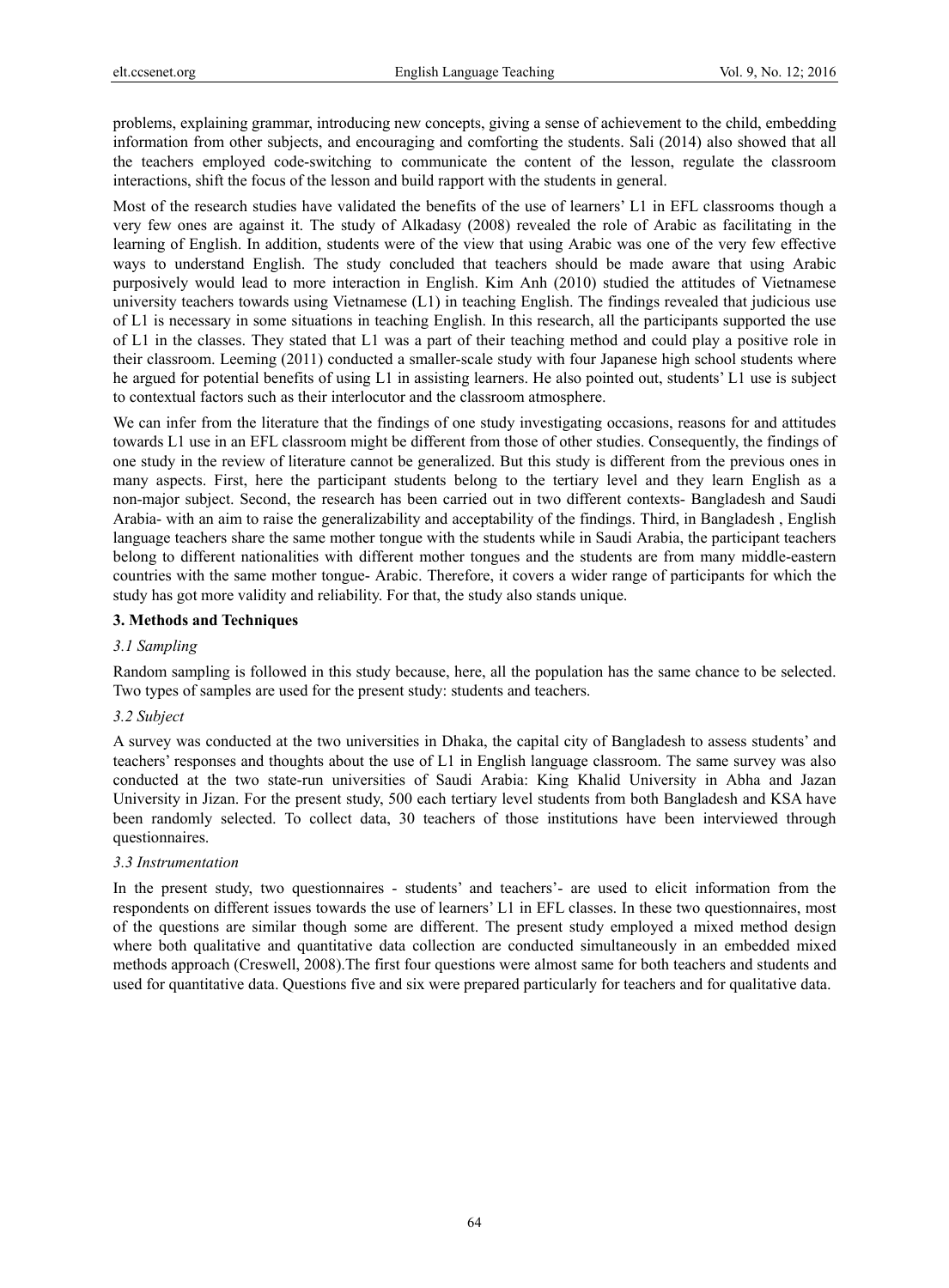problems, explaining grammar, introducing new concepts, giving a sense of achievement to the child, embedding information from other subjects, and encouraging and comforting the students. Sali (2014) also showed that all the teachers employed code-switching to communicate the content of the lesson, regulate the classroom interactions, shift the focus of the lesson and build rapport with the students in general.

Most of the research studies have validated the benefits of the use of learners' L1 in EFL classrooms though a very few ones are against it. The study of Alkadasy (2008) revealed the role of Arabic as facilitating in the learning of English. In addition, students were of the view that using Arabic was one of the very few effective ways to understand English. The study concluded that teachers should be made aware that using Arabic purposively would lead to more interaction in English. Kim Anh (2010) studied the attitudes of Vietnamese university teachers towards using Vietnamese (L1) in teaching English. The findings revealed that judicious use of L1 is necessary in some situations in teaching English. In this research, all the participants supported the use of L1 in the classes. They stated that L1 was a part of their teaching method and could play a positive role in their classroom. Leeming (2011) conducted a smaller-scale study with four Japanese high school students where he argued for potential benefits of using L1 in assisting learners. He also pointed out, students' L1 use is subject to contextual factors such as their interlocutor and the classroom atmosphere.

We can infer from the literature that the findings of one study investigating occasions, reasons for and attitudes towards L1 use in an EFL classroom might be different from those of other studies. Consequently, the findings of one study in the review of literature cannot be generalized. But this study is different from the previous ones in many aspects. First, here the participant students belong to the tertiary level and they learn English as a non-major subject. Second, the research has been carried out in two different contexts- Bangladesh and Saudi Arabia- with an aim to raise the generalizability and acceptability of the findings. Third, in Bangladesh , English language teachers share the same mother tongue with the students while in Saudi Arabia, the participant teachers belong to different nationalities with different mother tongues and the students are from many middle-eastern countries with the same mother tongue- Arabic. Therefore, it covers a wider range of participants for which the study has got more validity and reliability. For that, the study also stands unique.

## 3. Methods and Techniques

### *3.1 Sampling*

Random sampling is followed in this study because, here, all the population has the same chance to be selected. Two types of samples are used for the present study: students and teachers.

### *3.2 Subject*

A survey was conducted at the two universities in Dhaka, the capital city of Bangladesh to assess students' and teachers' responses and thoughts about the use of L1 in English language classroom. The same survey was also conducted at the two state-run universities of Saudi Arabia: King Khalid University in Abha and Jazan University in Jizan. For the present study, 500 each tertiary level students from both Bangladesh and KSA have been randomly selected. To collect data, 30 teachers of those institutions have been interviewed through questionnaires.

### *3.3 Instrumentation*

In the present study, two questionnaires - students' and teachers'- are used to elicit information from the respondents on different issues towards the use of learners' L1 in EFL classes. In these two questionnaires, most of the questions are similar though some are different. The present study employed a mixed method design where both qualitative and quantitative data collection are conducted simultaneously in an embedded mixed methods approach (Creswell, 2008).The first four questions were almost same for both teachers and students and used for quantitative data. Questions five and six were prepared particularly for teachers and for qualitative data.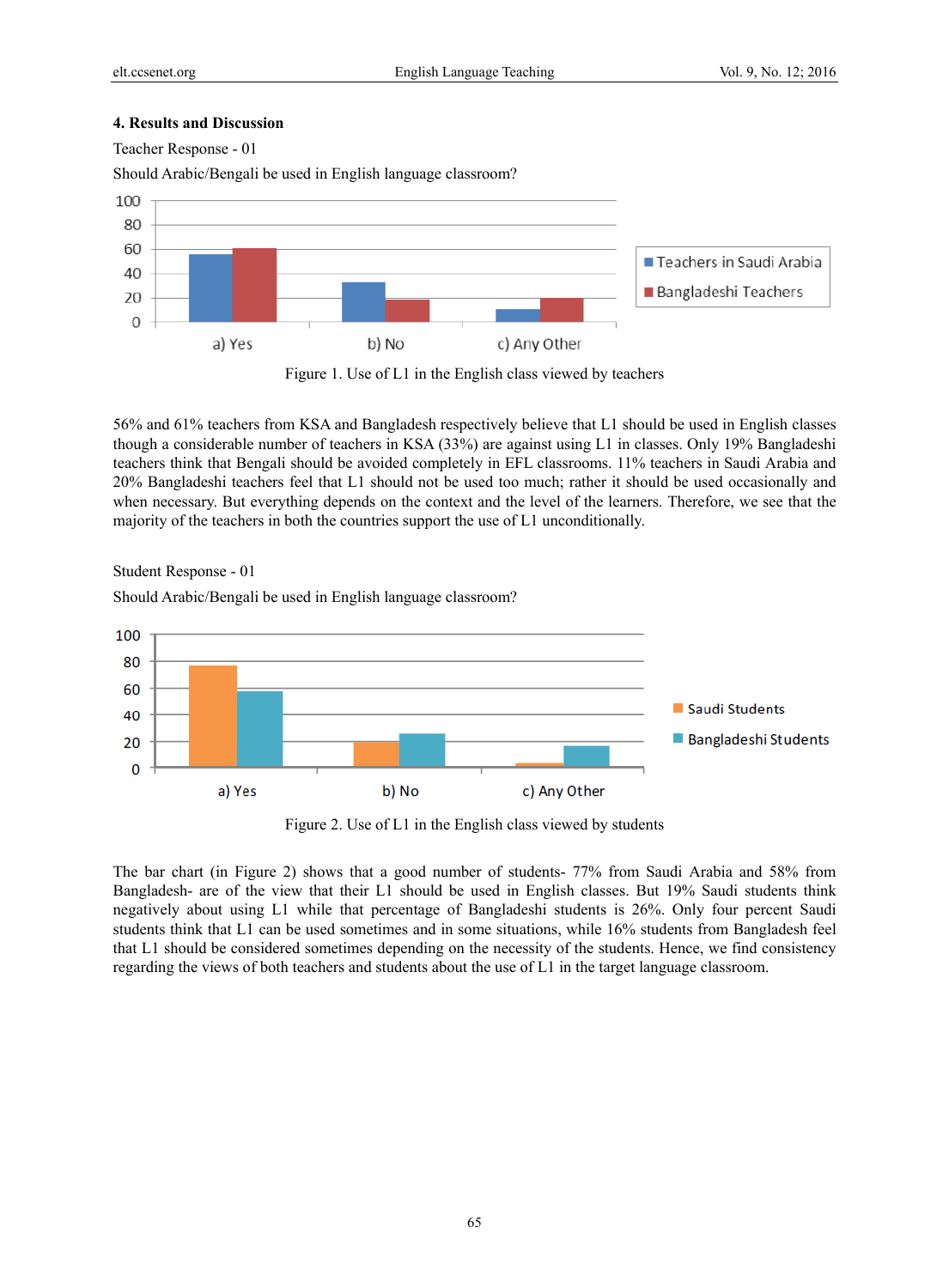### 4. Results and Discussion

Teacher Response - 01

Should Arabic/Bengali be used in English language classroom?

Figure 1. Use of L1 in the English class viewed by teachers

56% and 61% teachers from KSA and Bangladesh respectively believe that L1 should be used in English classes though a considerable number of teachers in KSA (33%) are against using L1 in classes. Only 19% Bangladeshi teachers think that Bengali should be avoided completely in EFL classrooms. 11% teachers in Saudi Arabia and 20% Bangladeshi teachers feel that L1 should not be used too much; rather it should be used occasionally and when necessary. But everything depends on the context and the level of the learners. Therefore, we see that the majority of the teachers in both the countries support the use of L1 unconditionally.

Student Response - 01

Should Arabic/Bengali be used in English language classroom?

Figure 2. Use of L1 in the English class viewed by students

The bar chart (in Figure 2) shows that a good number of students- 77% from Saudi Arabia and 58% from Bangladesh- are of the view that their L1 should be used in English classes. But 19% Saudi students think negatively about using L1 while that percentage of Bangladeshi students is 26%. Only four percent Saudi students think that L1 can be used sometimes and in some situations, while 16% students from Bangladesh feel that L1 should be considered sometimes depending on the necessity of the students. Hence, we find consistency regarding the views of both teachers and students about the use of L1 in the target language classroom.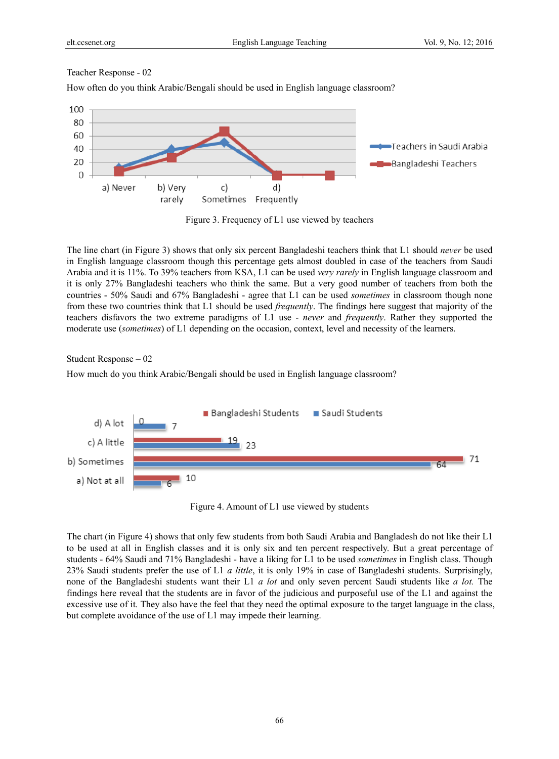Teacher Response - 02

How often do you think Arabic/Bengali should be used in English language classroom?

Figure 3. Frequency of L1 use viewed by teachers

The line chart (in Figure 3) shows that only six percent Bangladeshi teachers think that L1 should *never* be used in English language classroom though this percentage gets almost doubled in case of the teachers from Saudi Arabia and it is 11%. To 39% teachers from KSA, L1 can be used *very rarely* in English language classroom and it is only 27% Bangladeshi teachers who think the same. But a very good number of teachers from both the countries - 50% Saudi and 67% Bangladeshi - agree that L1 can be used *sometimes* in classroom though none from these two countries think that L1 should be used *frequently*. The findings here suggest that majority of the teachers disfavors the two extreme paradigms of L1 use - *never* and *frequently*. Rather they supported the moderate use (*sometimes*) of L1 depending on the occasion, context, level and necessity of the learners.

Student Response – 02

How much do you think Arabic/Bengali should be used in English language classroom?

| | Bangladeshi Students | Saudi Students |
|---|---|---|
| d) A lot | 0 | 7 |
| c) A little | 19 | 23 |
| b) Sometimes | 71 | 64 |
| a) Not at all | 10 | 6 |

Figure 4. Amount of L1 use viewed by students

The chart (in Figure 4) shows that only few students from both Saudi Arabia and Bangladesh do not like their L1 to be used at all in English classes and it is only six and ten percent respectively. But a great percentage of students - 64% Saudi and 71% Bangladeshi - have a liking for L1 to be used *sometimes* in English class. Though 23% Saudi students prefer the use of L1 *a little*, it is only 19% in case of Bangladeshi students. Surprisingly, none of the Bangladeshi students want their L1 *a lot* and only seven percent Saudi students like *a lot.* The findings here reveal that the students are in favor of the judicious and purposeful use of the L1 and against the excessive use of it. They also have the feel that they need the optimal exposure to the target language in the class, but complete avoidance of the use of L1 may impede their learning.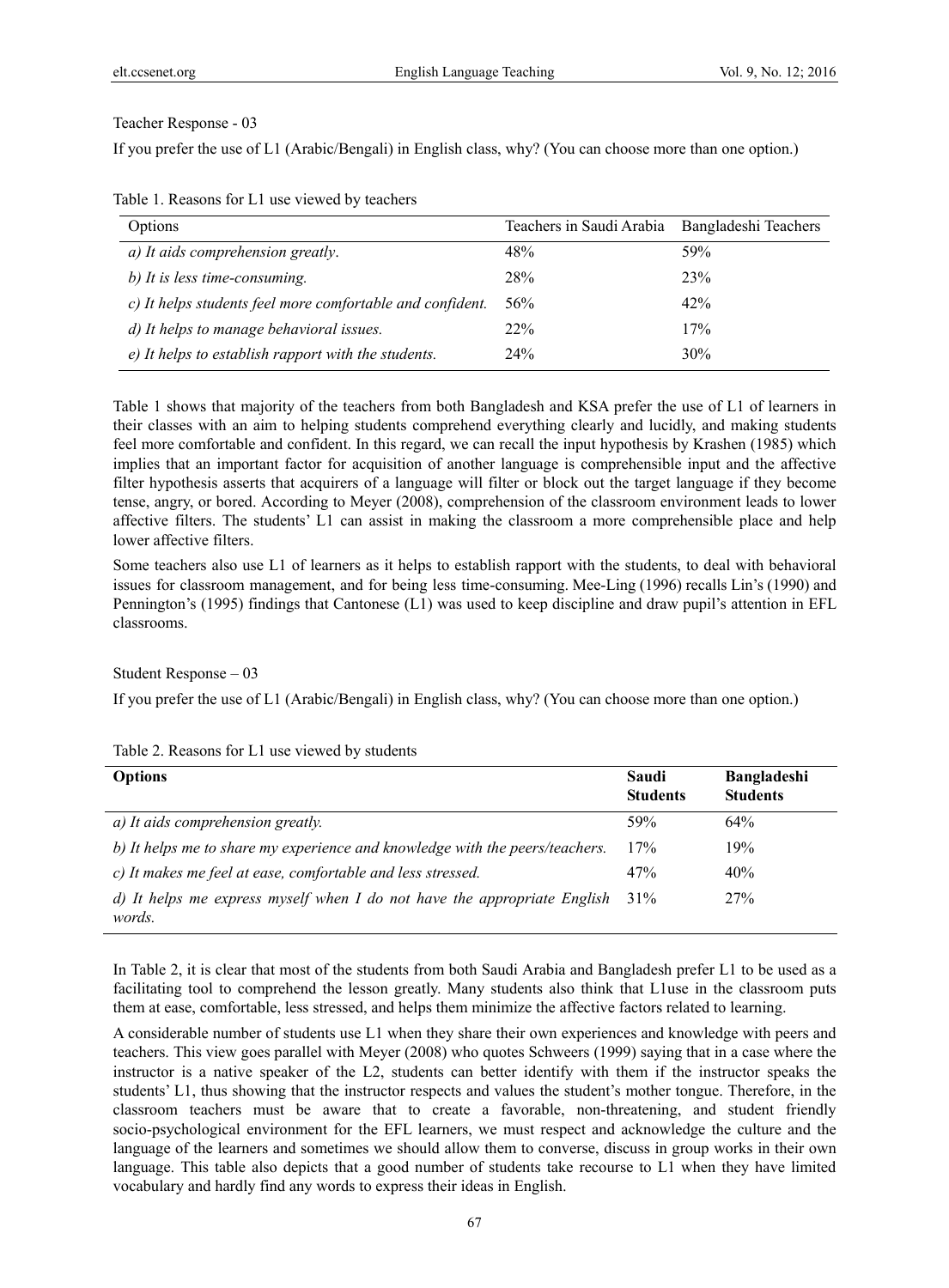Teacher Response - 03

If you prefer the use of L1 (Arabic/Bengali) in English class, why? (You can choose more than one option.)

Table 1. Reasons for L1 use viewed by teachers

| Options | Teachers in Saudi Arabia | Bangladeshi Teachers |
|---|---|---|
| *a) It aids comprehension greatly*. | 48% | 59% |
| *b) It is less time-consuming.* | 28% | 23% |
| *c) It helps students feel more comfortable and confident.* | 56% | 42% |
| *d) It helps to manage behavioral issues.* | 22% | 17% |
| *e) It helps to establish rapport with the students.* | 24% | 30% |

Table 1 shows that majority of the teachers from both Bangladesh and KSA prefer the use of L1 of learners in their classes with an aim to helping students comprehend everything clearly and lucidly, and making students feel more comfortable and confident. In this regard, we can recall the input hypothesis by Krashen (1985) which implies that an important factor for acquisition of another language is comprehensible input and the affective filter hypothesis asserts that acquirers of a language will filter or block out the target language if they become tense, angry, or bored. According to Meyer (2008), comprehension of the classroom environment leads to lower affective filters. The students' L1 can assist in making the classroom a more comprehensible place and help lower affective filters.

Some teachers also use L1 of learners as it helps to establish rapport with the students, to deal with behavioral issues for classroom management, and for being less time-consuming. Mee-Ling (1996) recalls Lin's (1990) and Pennington's (1995) findings that Cantonese (L1) was used to keep discipline and draw pupil's attention in EFL classrooms.

Student Response – 03

If you prefer the use of L1 (Arabic/Bengali) in English class, why? (You can choose more than one option.)

Table 2. Reasons for L1 use viewed by students

| **Options** | **Saudi Students** | **Bangladeshi Students** |
|---|---|---|
| *a) It aids comprehension greatly.* | 59% | 64% |
| *b) It helps me to share my experience and knowledge with the peers/teachers.* | 17% | 19% |
| *c) It makes me feel at ease, comfortable and less stressed.* | 47% | 40% |
| *d) It helps me express myself when I do not have the appropriate English words.* | 31% | 27% |

In Table 2, it is clear that most of the students from both Saudi Arabia and Bangladesh prefer L1 to be used as a facilitating tool to comprehend the lesson greatly. Many students also think that L1use in the classroom puts them at ease, comfortable, less stressed, and helps them minimize the affective factors related to learning.

A considerable number of students use L1 when they share their own experiences and knowledge with peers and teachers. This view goes parallel with Meyer (2008) who quotes Schweers (1999) saying that in a case where the instructor is a native speaker of the L2, students can better identify with them if the instructor speaks the students' L1, thus showing that the instructor respects and values the student's mother tongue. Therefore, in the classroom teachers must be aware that to create a favorable, non-threatening, and student friendly socio-psychological environment for the EFL learners, we must respect and acknowledge the culture and the language of the learners and sometimes we should allow them to converse, discuss in group works in their own language. This table also depicts that a good number of students take recourse to L1 when they have limited vocabulary and hardly find any words to express their ideas in English.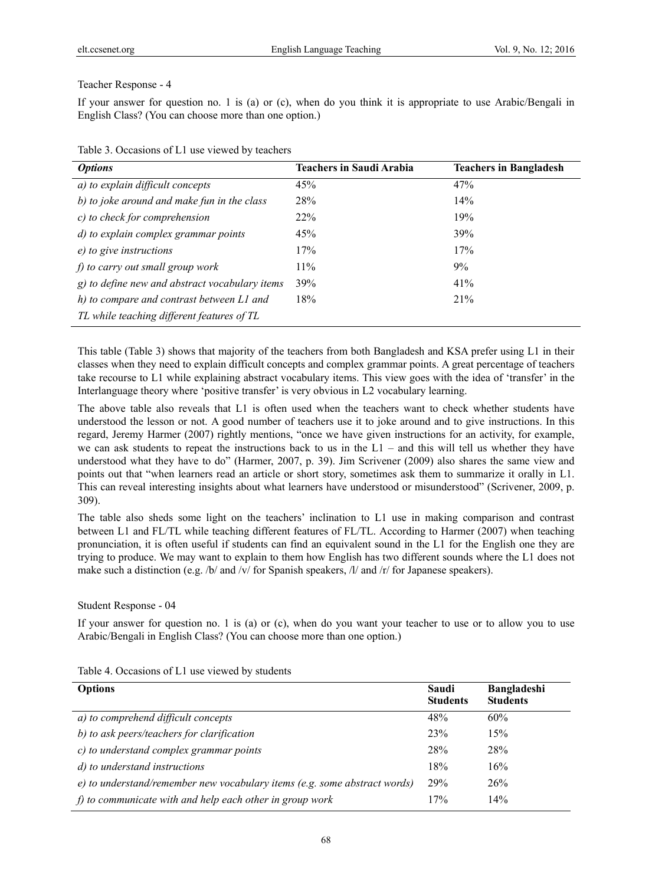Teacher Response - 4

If your answer for question no. 1 is (a) or (c), when do you think it is appropriate to use Arabic/Bengali in English Class? (You can choose more than one option.)

Table 3. Occasions of L1 use viewed by teachers

| *Options* | Teachers in Saudi Arabia | Teachers in Bangladesh |
|---|---|---|
| *a) to explain difficult concepts* | 45% | 47% |
| *b) to joke around and make fun in the class* | 28% | 14% |
| *c) to check for comprehension* | 22% | 19% |
| *d) to explain complex grammar points* | 45% | 39% |
| *e) to give instructions* | 17% | 17% |
| *f) to carry out small group work* | 11% | 9% |
| *g) to define new and abstract vocabulary items* | 39% | 41% |
| *h) to compare and contrast between L1 and TL while teaching different features of TL* | 18% | 21% |

This table (Table 3) shows that majority of the teachers from both Bangladesh and KSA prefer using L1 in their classes when they need to explain difficult concepts and complex grammar points. A great percentage of teachers take recourse to L1 while explaining abstract vocabulary items. This view goes with the idea of 'transfer' in the Interlanguage theory where 'positive transfer' is very obvious in L2 vocabulary learning.

The above table also reveals that L1 is often used when the teachers want to check whether students have understood the lesson or not. A good number of teachers use it to joke around and to give instructions. In this regard, Jeremy Harmer (2007) rightly mentions, "once we have given instructions for an activity, for example, we can ask students to repeat the instructions back to us in the L1 – and this will tell us whether they have understood what they have to do" (Harmer, 2007, p. 39). Jim Scrivener (2009) also shares the same view and points out that "when learners read an article or short story, sometimes ask them to summarize it orally in L1. This can reveal interesting insights about what learners have understood or misunderstood" (Scrivener, 2009, p. 309).

The table also sheds some light on the teachers' inclination to L1 use in making comparison and contrast between L1 and FL/TL while teaching different features of FL/TL. According to Harmer (2007) when teaching pronunciation, it is often useful if students can find an equivalent sound in the L1 for the English one they are trying to produce. We may want to explain to them how English has two different sounds where the L1 does not make such a distinction (e.g. /b/ and /v/ for Spanish speakers, /l/ and /r/ for Japanese speakers).

Student Response - 04

If your answer for question no. 1 is (a) or (c), when do you want your teacher to use or to allow you to use Arabic/Bengali in English Class? (You can choose more than one option.)

Table 4. Occasions of L1 use viewed by students

| Options | Saudi Students | Bangladeshi Students |
|---|---|---|
| *a) to comprehend difficult concepts* | 48% | 60% |
| *b) to ask peers/teachers for clarification* | 23% | 15% |
| *c) to understand complex grammar points* | 28% | 28% |
| *d) to understand instructions* | 18% | 16% |
| *e) to understand/remember new vocabulary items (e.g. some abstract words)* | 29% | 26% |
| *f) to communicate with and help each other in group work* | 17% | 14% |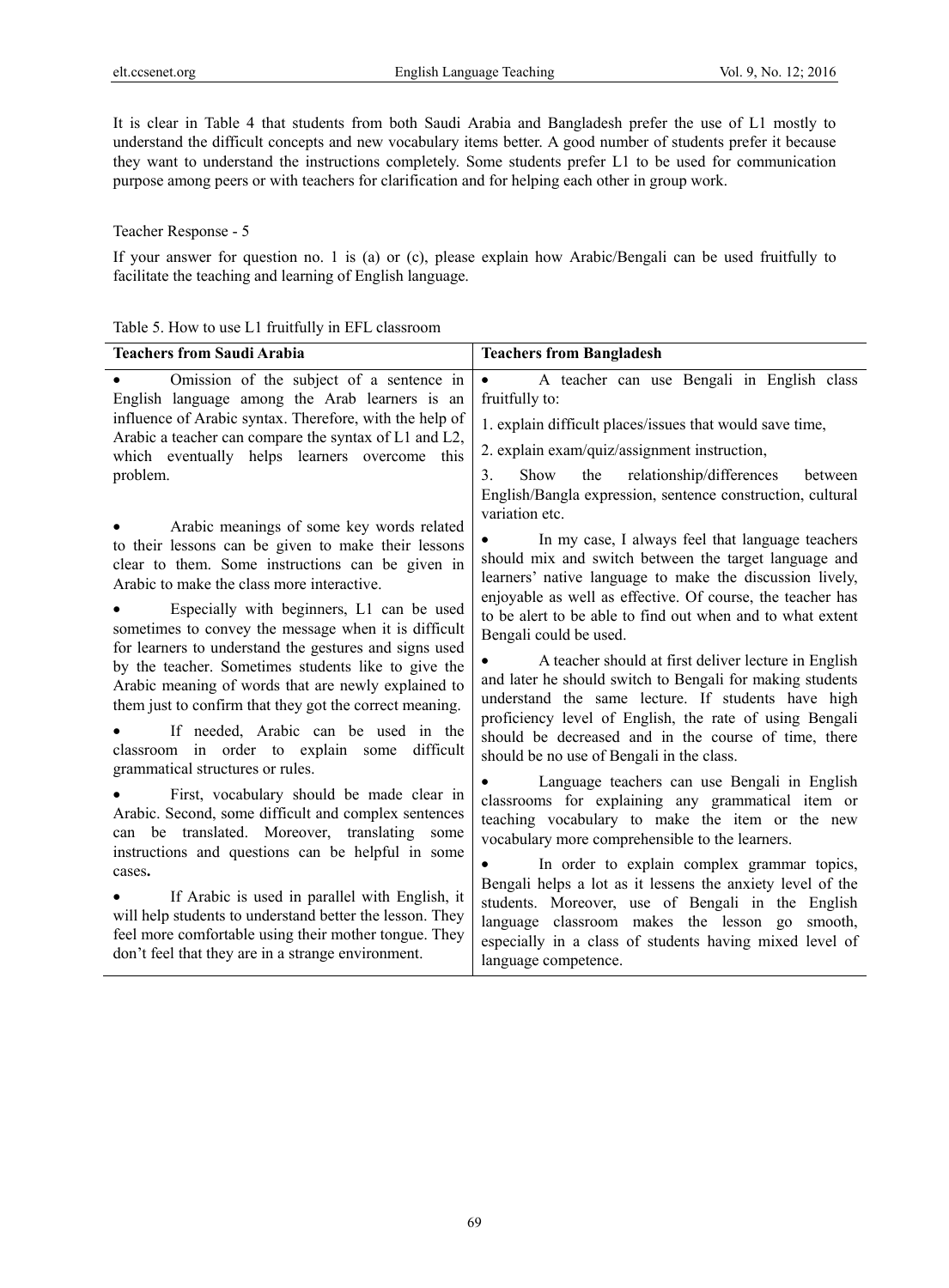It is clear in Table 4 that students from both Saudi Arabia and Bangladesh prefer the use of L1 mostly to understand the difficult concepts and new vocabulary items better. A good number of students prefer it because they want to understand the instructions completely. Some students prefer L1 to be used for communication purpose among peers or with teachers for clarification and for helping each other in group work.

Teacher Response - 5

If your answer for question no. 1 is (a) or (c), please explain how Arabic/Bengali can be used fruitfully to facilitate the teaching and learning of English language.

Table 5. How to use L1 fruitfully in EFL classroom

| Teachers from Saudi Arabia | Teachers from Bangladesh |
|---|---|
| • Omission of the subject of a sentence in English language among the Arab learners is an influence of Arabic syntax. Therefore, with the help of Arabic a teacher can compare the syntax of L1 and L2, which eventually helps learners overcome this problem.<br><br>• Arabic meanings of some key words related to their lessons can be given to make their lessons clear to them. Some instructions can be given in Arabic to make the class more interactive.<br><br>• Especially with beginners, L1 can be used sometimes to convey the message when it is difficult for learners to understand the gestures and signs used by the teacher. Sometimes students like to give the Arabic meaning of words that are newly explained to them just to confirm that they got the correct meaning.<br><br>• If needed, Arabic can be used in the classroom in order to explain some difficult grammatical structures or rules.<br><br>• First, vocabulary should be made clear in Arabic. Second, some difficult and complex sentences can be translated. Moreover, translating some instructions and questions can be helpful in some cases.<br><br>• If Arabic is used in parallel with English, it will help students to understand better the lesson. They feel more comfortable using their mother tongue. They don't feel that they are in a strange environment. | • A teacher can use Bengali in English class fruitfully to:<br>1. explain difficult places/issues that would save time,<br>2. explain exam/quiz/assignment instruction,<br>3. Show the relationship/differences between English/Bangla expression, sentence construction, cultural variation etc.<br><br>• In my case, I always feel that language teachers should mix and switch between the target language and learners' native language to make the discussion lively, enjoyable as well as effective. Of course, the teacher has to be alert to be able to find out when and to what extent Bengali could be used.<br><br>• A teacher should at first deliver lecture in English and later he should switch to Bengali for making students understand the same lecture. If students have high proficiency level of English, the rate of using Bengali should be decreased and in the course of time, there should be no use of Bengali in the class.<br><br>• Language teachers can use Bengali in English classrooms for explaining any grammatical item or teaching vocabulary to make the item or the new vocabulary more comprehensible to the learners.<br><br>• In order to explain complex grammar topics, Bengali helps a lot as it lessens the anxiety level of the students. Moreover, use of Bengali in the English language classroom makes the lesson go smooth, especially in a class of students having mixed level of language competence. |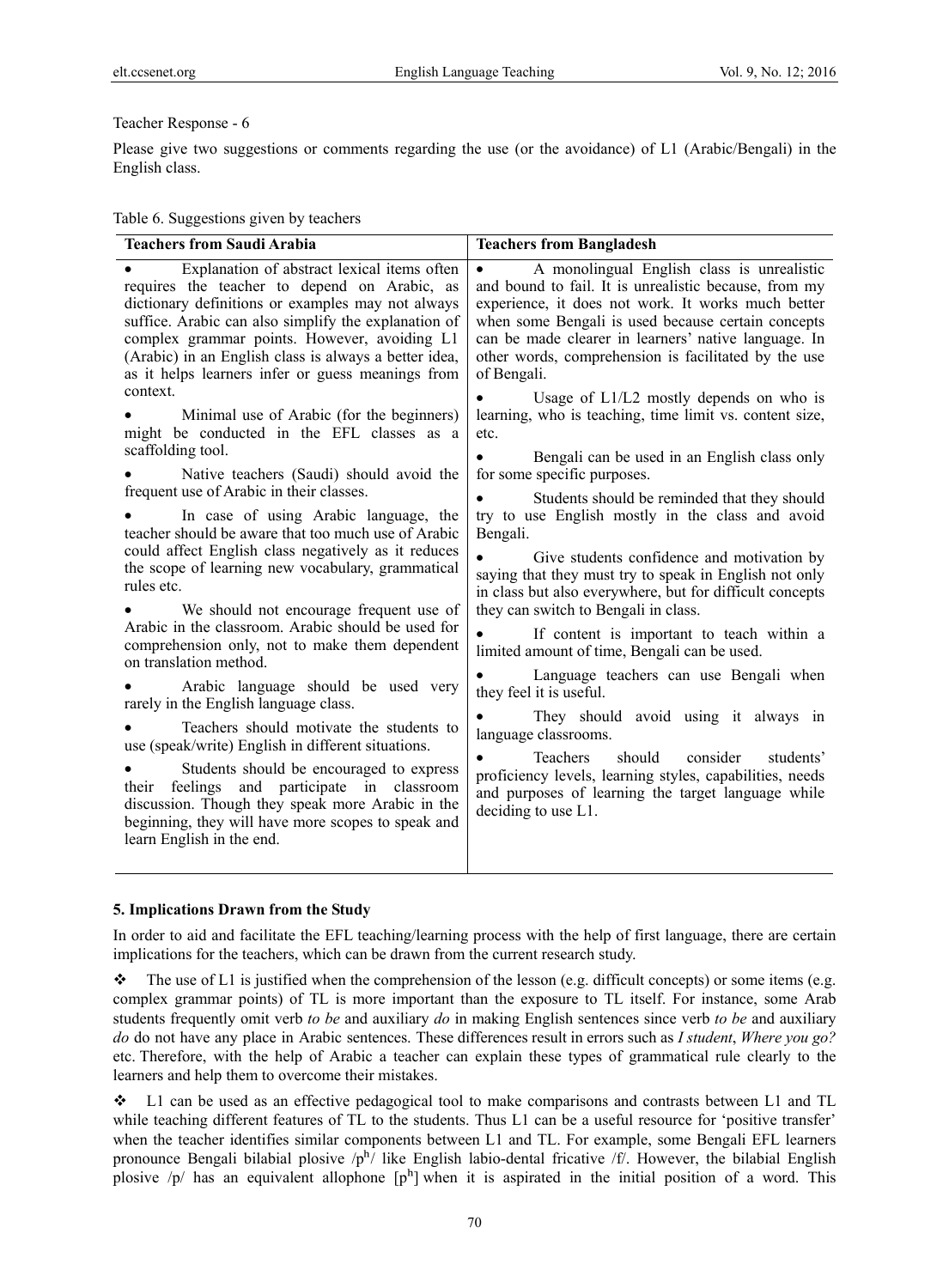Teacher Response - 6

Please give two suggestions or comments regarding the use (or the avoidance) of L1 (Arabic/Bengali) in the English class.

Table 6. Suggestions given by teachers

| Teachers from Saudi Arabia | Teachers from Bangladesh |
| --- | --- |
| • Explanation of abstract lexical items often requires the teacher to depend on Arabic, as dictionary definitions or examples may not always suffice. Arabic can also simplify the explanation of complex grammar points. However, avoiding L1 (Arabic) in an English class is always a better idea, as it helps learners infer or guess meanings from context.<br>• Minimal use of Arabic (for the beginners) might be conducted in the EFL classes as a scaffolding tool.<br>• Native teachers (Saudi) should avoid the frequent use of Arabic in their classes.<br>• In case of using Arabic language, the teacher should be aware that too much use of Arabic could affect English class negatively as it reduces the scope of learning new vocabulary, grammatical rules etc.<br>• We should not encourage frequent use of Arabic in the classroom. Arabic should be used for comprehension only, not to make them dependent on translation method.<br>• Arabic language should be used very rarely in the English language class.<br>• Teachers should motivate the students to use (speak/write) English in different situations.<br>• Students should be encouraged to express their feelings and participate in classroom discussion. Though they speak more Arabic in the beginning, they will have more scopes to speak and learn English in the end. | • A monolingual English class is unrealistic and bound to fail. It is unrealistic because, from my experience, it does not work. It works much better when some Bengali is used because certain concepts can be made clearer in learners' native language. In other words, comprehension is facilitated by the use of Bengali.<br>• Usage of L1/L2 mostly depends on who is learning, who is teaching, time limit vs. content size, etc.<br>• Bengali can be used in an English class only for some specific purposes.<br>• Students should be reminded that they should try to use English mostly in the class and avoid Bengali.<br>• Give students confidence and motivation by saying that they must try to speak in English not only in class but also everywhere, but for difficult concepts they can switch to Bengali in class.<br>• If content is important to teach within a limited amount of time, Bengali can be used.<br>• Language teachers can use Bengali when they feel it is useful.<br>• They should avoid using it always in language classrooms.<br>• Teachers should consider students' proficiency levels, learning styles, capabilities, needs and purposes of learning the target language while deciding to use L1. |

## 5. Implications Drawn from the Study

In order to aid and facilitate the EFL teaching/learning process with the help of first language, there are certain implications for the teachers, which can be drawn from the current research study.

❖ The use of L1 is justified when the comprehension of the lesson (e.g. difficult concepts) or some items (e.g. complex grammar points) of TL is more important than the exposure to TL itself. For instance, some Arab students frequently omit verb *to be* and auxiliary *do* in making English sentences since verb *to be* and auxiliary *do* do not have any place in Arabic sentences. These differences result in errors such as *I student*, *Where you go?* etc. Therefore, with the help of Arabic a teacher can explain these types of grammatical rule clearly to the learners and help them to overcome their mistakes.

❖ L1 can be used as an effective pedagogical tool to make comparisons and contrasts between L1 and TL while teaching different features of TL to the students. Thus L1 can be a useful resource for 'positive transfer' when the teacher identifies similar components between L1 and TL. For example, some Bengali EFL learners pronounce Bengali bilabial plosive /$p^h$/ like English labio-dental fricative /f/. However, the bilabial English plosive /p/ has an equivalent allophone [$p^h$] when it is aspirated in the initial position of a word. This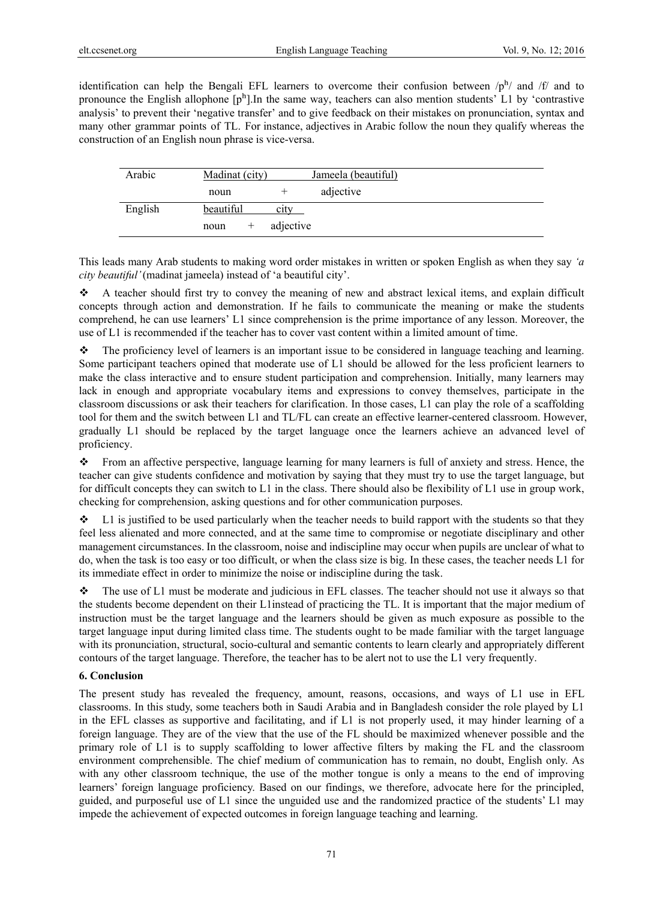identification can help the Bengali EFL learners to overcome their confusion between /$p^h$/ and /f/ and to pronounce the English allophone [$p^h$].In the same way, teachers can also mention students' L1 by 'contrastive analysis' to prevent their 'negative transfer' and to give feedback on their mistakes on pronunciation, syntax and many other grammar points of TL. For instance, adjectives in Arabic follow the noun they qualify whereas the construction of an English noun phrase is vice-versa.

| | | | |
|---|---|---|---|
| Arabic | Madinat (city) | | Jameela (beautiful) |
| | noun | + | adjective |
| English | beautiful | | city |
| | noun | + | adjective |

This leads many Arab students to making word order mistakes in written or spoken English as when they say *'a city beautiful'* (madinat jameela) instead of 'a beautiful city'.

- A teacher should first try to convey the meaning of new and abstract lexical items, and explain difficult concepts through action and demonstration. If he fails to communicate the meaning or make the students comprehend, he can use learners' L1 since comprehension is the prime importance of any lesson. Moreover, the use of L1 is recommended if the teacher has to cover vast content within a limited amount of time.

- The proficiency level of learners is an important issue to be considered in language teaching and learning. Some participant teachers opined that moderate use of L1 should be allowed for the less proficient learners to make the class interactive and to ensure student participation and comprehension. Initially, many learners may lack in enough and appropriate vocabulary items and expressions to convey themselves, participate in the classroom discussions or ask their teachers for clarification. In those cases, L1 can play the role of a scaffolding tool for them and the switch between L1 and TL/FL can create an effective learner-centered classroom. However, gradually L1 should be replaced by the target language once the learners achieve an advanced level of proficiency.

- From an affective perspective, language learning for many learners is full of anxiety and stress. Hence, the teacher can give students confidence and motivation by saying that they must try to use the target language, but for difficult concepts they can switch to L1 in the class. There should also be flexibility of L1 use in group work, checking for comprehension, asking questions and for other communication purposes.

- L1 is justified to be used particularly when the teacher needs to build rapport with the students so that they feel less alienated and more connected, and at the same time to compromise or negotiate disciplinary and other management circumstances. In the classroom, noise and indiscipline may occur when pupils are unclear of what to do, when the task is too easy or too difficult, or when the class size is big. In these cases, the teacher needs L1 for its immediate effect in order to minimize the noise or indiscipline during the task.

- The use of L1 must be moderate and judicious in EFL classes. The teacher should not use it always so that the students become dependent on their L1instead of practicing the TL. It is important that the major medium of instruction must be the target language and the learners should be given as much exposure as possible to the target language input during limited class time. The students ought to be made familiar with the target language with its pronunciation, structural, socio-cultural and semantic contents to learn clearly and appropriately different contours of the target language. Therefore, the teacher has to be alert not to use the L1 very frequently.

## 6. Conclusion

The present study has revealed the frequency, amount, reasons, occasions, and ways of L1 use in EFL classrooms. In this study, some teachers both in Saudi Arabia and in Bangladesh consider the role played by L1 in the EFL classes as supportive and facilitating, and if L1 is not properly used, it may hinder learning of a foreign language. They are of the view that the use of the FL should be maximized whenever possible and the primary role of L1 is to supply scaffolding to lower affective filters by making the FL and the classroom environment comprehensible. The chief medium of communication has to remain, no doubt, English only. As with any other classroom technique, the use of the mother tongue is only a means to the end of improving learners' foreign language proficiency. Based on our findings, we therefore, advocate here for the principled, guided, and purposeful use of L1 since the unguided use and the randomized practice of the students' L1 may impede the achievement of expected outcomes in foreign language teaching and learning.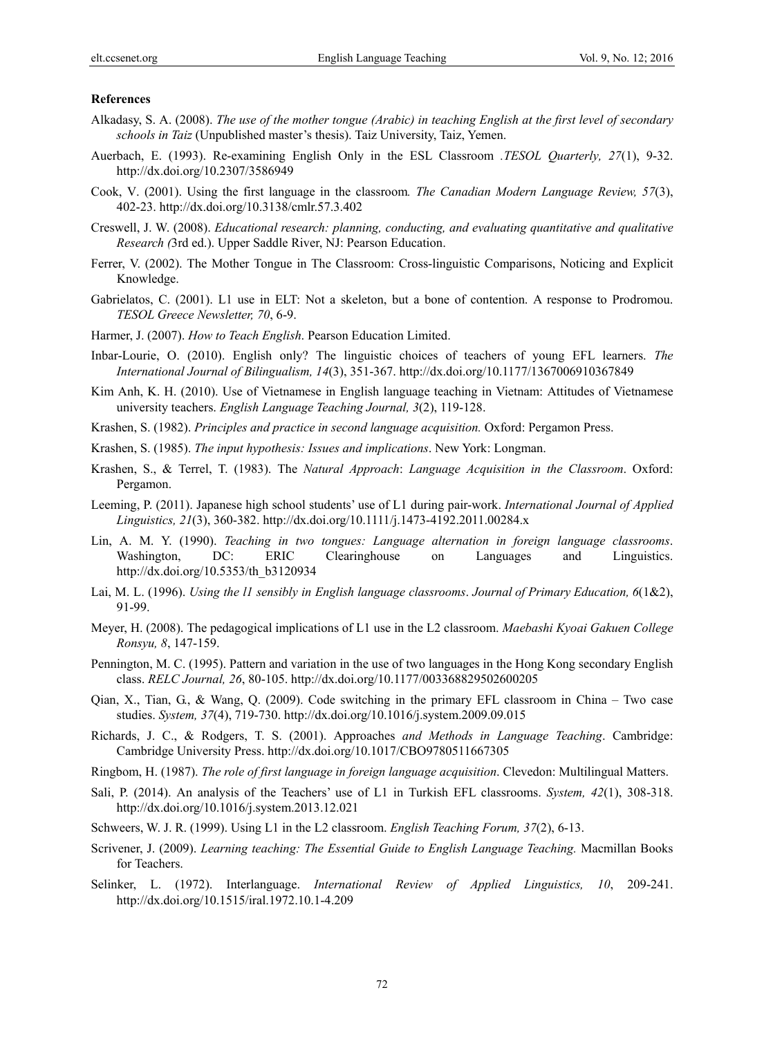### References

Alkadasy, S. A. (2008). *The use of the mother tongue (Arabic) in teaching English at the first level of secondary schools in Taiz* (Unpublished master's thesis). Taiz University, Taiz, Yemen.

Auerbach, E. (1993). Re-examining English Only in the ESL Classroom .*TESOL Quarterly, 27*(1), 9-32. http://dx.doi.org/10.2307/3586949

Cook, V. (2001). Using the first language in the classroom*. The Canadian Modern Language Review, 57*(3), 402-23. http://dx.doi.org/10.3138/cmlr.57.3.402

Creswell, J. W. (2008). *Educational research: planning, conducting, and evaluating quantitative and qualitative Research (*3rd ed.). Upper Saddle River, NJ: Pearson Education.

Ferrer, V. (2002). The Mother Tongue in The Classroom: Cross-linguistic Comparisons, Noticing and Explicit Knowledge.

Gabrielatos, C. (2001). L1 use in ELT: Not a skeleton, but a bone of contention. A response to Prodromou. *TESOL Greece Newsletter, 70*, 6-9.

Harmer, J. (2007). *How to Teach English*. Pearson Education Limited.

Inbar-Lourie, O. (2010). English only? The linguistic choices of teachers of young EFL learners. *The International Journal of Bilingualism, 14*(3), 351-367. http://dx.doi.org/10.1177/1367006910367849

Kim Anh, K. H. (2010). Use of Vietnamese in English language teaching in Vietnam: Attitudes of Vietnamese university teachers. *English Language Teaching Journal, 3*(2), 119-128.

Krashen, S. (1982). *Principles and practice in second language acquisition.* Oxford: Pergamon Press.

Krashen, S. (1985). *The input hypothesis: Issues and implications*. New York: Longman.

Krashen, S., & Terrel, T. (1983). The *Natural Approach*: *Language Acquisition in the Classroom*. Oxford: Pergamon.

Leeming, P. (2011). Japanese high school students' use of L1 during pair-work. *International Journal of Applied Linguistics, 21*(3), 360-382. http://dx.doi.org/10.1111/j.1473-4192.2011.00284.x

Lin, A. M. Y. (1990). *Teaching in two tongues: Language alternation in foreign language classrooms*. Washington, DC: ERIC Clearinghouse on Languages and Linguistics. http://dx.doi.org/10.5353/th_b3120934

Lai, M. L. (1996). *Using the l1 sensibly in English language classrooms*. *Journal of Primary Education, 6*(1&2), 91-99.

Meyer, H. (2008). The pedagogical implications of L1 use in the L2 classroom. *Maebashi Kyoai Gakuen College Ronsyu, 8*, 147-159.

Pennington, M. C. (1995). Pattern and variation in the use of two languages in the Hong Kong secondary English class. *RELC Journal, 26*, 80-105. http://dx.doi.org/10.1177/003368829502600205

Qian, X., Tian, G., & Wang, Q. (2009). Code switching in the primary EFL classroom in China – Two case studies. *System, 37*(4), 719-730. http://dx.doi.org/10.1016/j.system.2009.09.015

Richards, J. C., & Rodgers, T. S. (2001). Approaches *and Methods in Language Teaching*. Cambridge: Cambridge University Press. http://dx.doi.org/10.1017/CBO9780511667305

Ringbom, H. (1987). *The role of first language in foreign language acquisition*. Clevedon: Multilingual Matters.

Sali, P. (2014). An analysis of the Teachers' use of L1 in Turkish EFL classrooms. *System, 42*(1), 308-318. http://dx.doi.org/10.1016/j.system.2013.12.021

Schweers, W. J. R. (1999). Using L1 in the L2 classroom. *English Teaching Forum, 37*(2), 6-13.

Scrivener, J. (2009). *Learning teaching: The Essential Guide to English Language Teaching.* Macmillan Books for Teachers.

Selinker, L. (1972). Interlanguage. *International Review of Applied Linguistics, 10*, 209-241. http://dx.doi.org/10.1515/iral.1972.10.1-4.209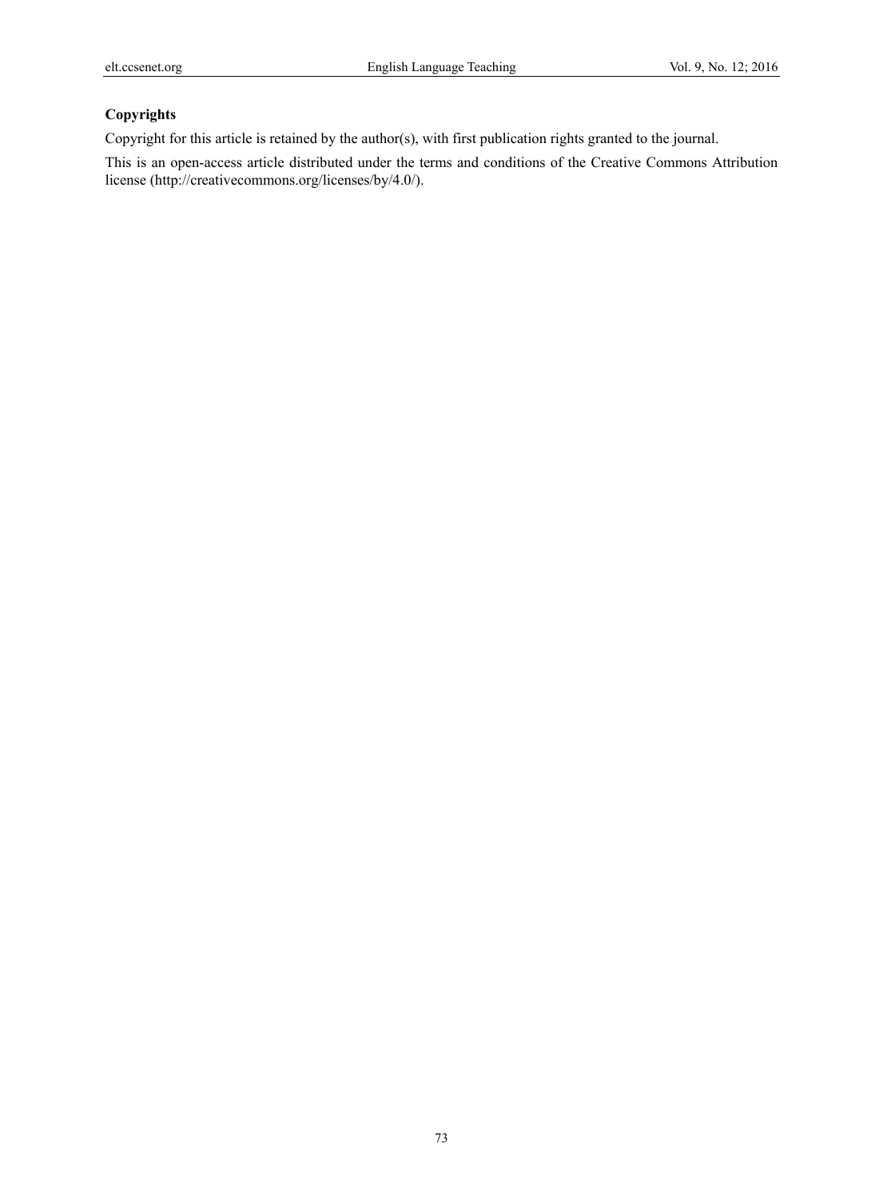**Copyrights**

Copyright for this article is retained by the author(s), with first publication rights granted to the journal.

This is an open-access article distributed under the terms and conditions of the Creative Commons Attribution license (http://creativecommons.org/licenses/by/4.0/).